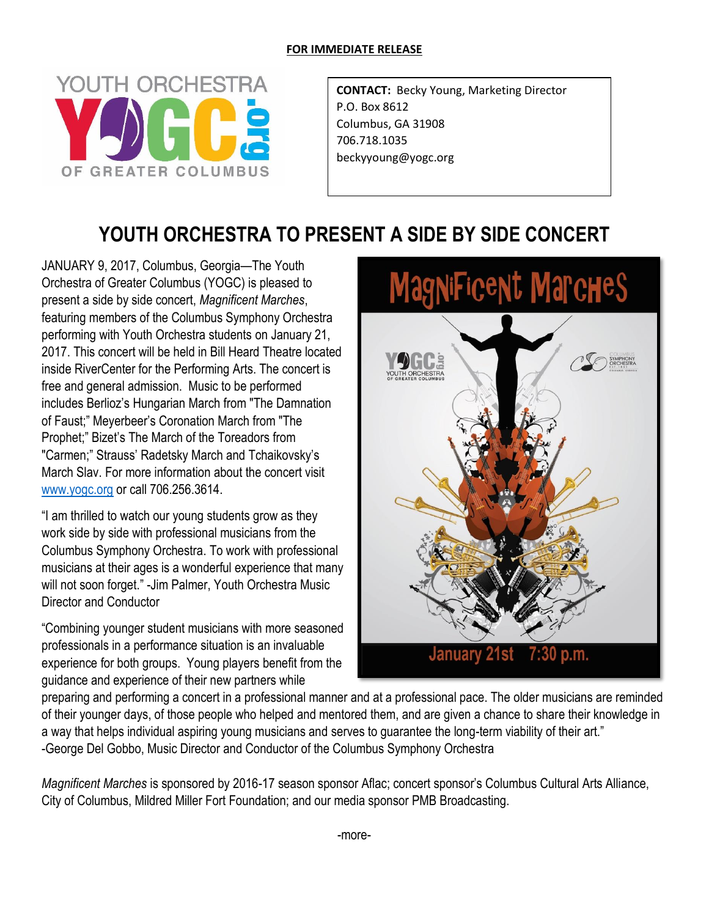**FOR IMMEDIATE RELEASE**

**CONTACT:** Becky Young, Marketing Director
P.O. Box 8612
Columbus, GA 31908
706.718.1035
beckyyoung@yogc.org

# YOUTH ORCHESTRA TO PRESENT A SIDE BY SIDE CONCERT

JANUARY 9, 2017, Columbus, Georgia—The Youth Orchestra of Greater Columbus (YOGC) is pleased to present a side by side concert, *Magnificent Marches*, featuring members of the Columbus Symphony Orchestra performing with Youth Orchestra students on January 21, 2017. This concert will be held in Bill Heard Theatre located inside RiverCenter for the Performing Arts. The concert is free and general admission. Music to be performed includes Berlioz's Hungarian March from "The Damnation of Faust;" Meyerbeer's Coronation March from "The Prophet;" Bizet's The March of the Toreadors from "Carmen;" Strauss' Radetsky March and Tchaikovsky's March Slav. For more information about the concert visit www.yogc.org or call 706.256.3614.

"I am thrilled to watch our young students grow as they work side by side with professional musicians from the Columbus Symphony Orchestra. To work with professional musicians at their ages is a wonderful experience that many will not soon forget." -Jim Palmer, Youth Orchestra Music Director and Conductor

"Combining younger student musicians with more seasoned professionals in a performance situation is an invaluable experience for both groups. Young players benefit from the guidance and experience of their new partners while preparing and performing a concert in a professional manner and at a professional pace. The older musicians are reminded of their younger days, of those people who helped and mentored them, and are given a chance to share their knowledge in a way that helps individual aspiring young musicians and serves to guarantee the long-term viability of their art." -George Del Gobbo, Music Director and Conductor of the Columbus Symphony Orchestra

*Magnificent Marches* is sponsored by 2016-17 season sponsor Aflac; concert sponsor's Columbus Cultural Arts Alliance, City of Columbus, Mildred Miller Fort Foundation; and our media sponsor PMB Broadcasting.

-more-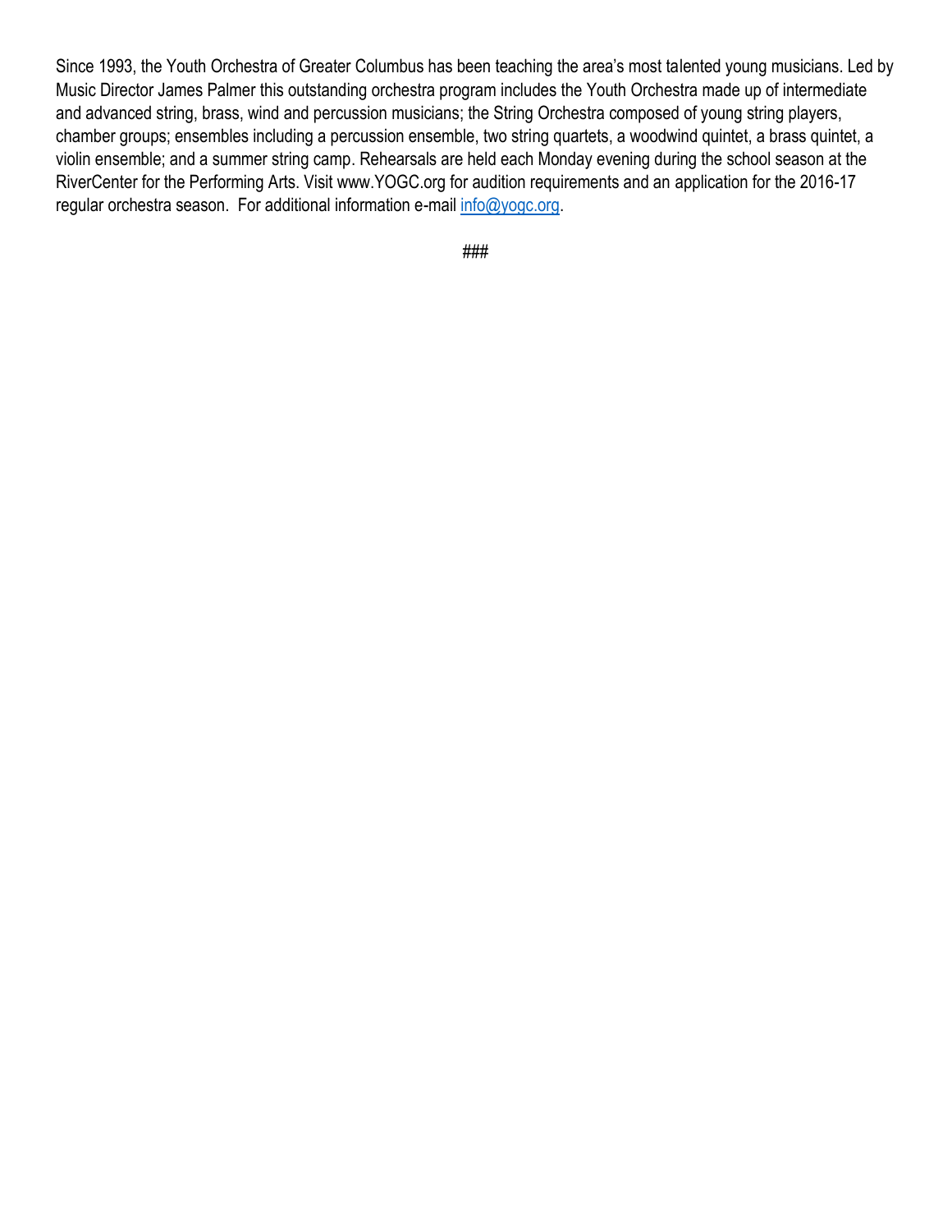Since 1993, the Youth Orchestra of Greater Columbus has been teaching the area's most talented young musicians. Led by Music Director James Palmer this outstanding orchestra program includes the Youth Orchestra made up of intermediate and advanced string, brass, wind and percussion musicians; the String Orchestra composed of young string players, chamber groups; ensembles including a percussion ensemble, two string quartets, a woodwind quintet, a brass quintet, a violin ensemble; and a summer string camp. Rehearsals are held each Monday evening during the school season at the RiverCenter for the Performing Arts. Visit www.YOGC.org for audition requirements and an application for the 2016-17 regular orchestra season. For additional information e-mail info@yogc.org.

###